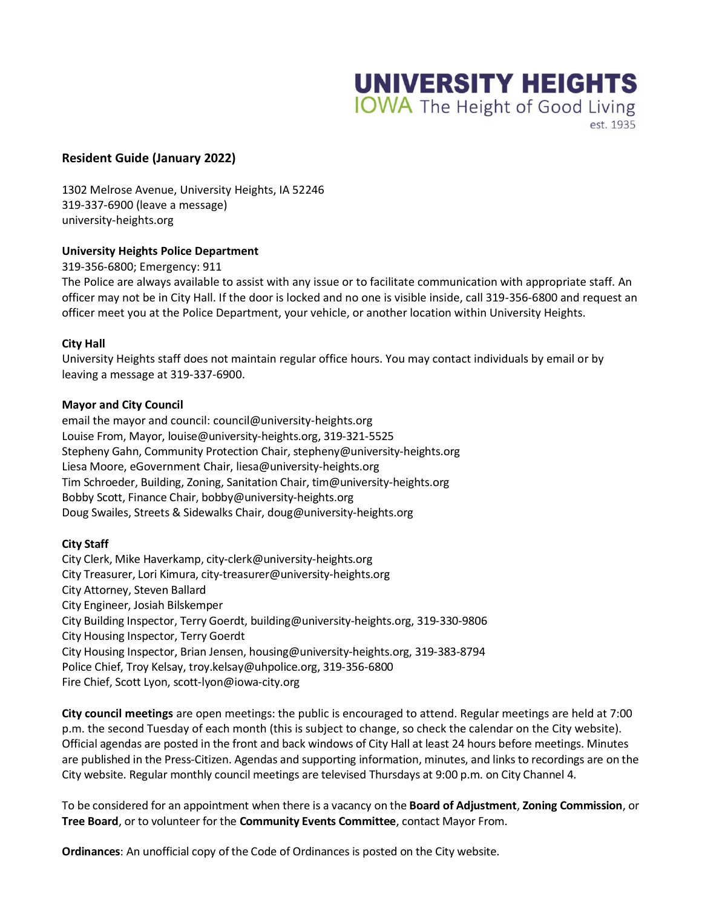**UNIVERSITY HEIGHTS**
IOWA The Height of Good Living
est. 1935

## Resident Guide (January 2022)

1302 Melrose Avenue, University Heights, IA 52246
319-337-6900 (leave a message)
university-heights.org

### University Heights Police Department

319-356-6800; Emergency: 911
The Police are always available to assist with any issue or to facilitate communication with appropriate staff. An officer may not be in City Hall. If the door is locked and no one is visible inside, call 319-356-6800 and request an officer meet you at the Police Department, your vehicle, or another location within University Heights.

### City Hall

University Heights staff does not maintain regular office hours. You may contact individuals by email or by leaving a message at 319-337-6900.

### Mayor and City Council

email the mayor and council: council@university-heights.org
Louise From, Mayor, louise@university-heights.org, 319-321-5525
Stepheny Gahn, Community Protection Chair, stepheny@university-heights.org
Liesa Moore, eGovernment Chair, liesa@university-heights.org
Tim Schroeder, Building, Zoning, Sanitation Chair, tim@university-heights.org
Bobby Scott, Finance Chair, bobby@university-heights.org
Doug Swailes, Streets & Sidewalks Chair, doug@university-heights.org

### City Staff

City Clerk, Mike Haverkamp, city-clerk@university-heights.org
City Treasurer, Lori Kimura, city-treasurer@university-heights.org
City Attorney, Steven Ballard
City Engineer, Josiah Bilskemper
City Building Inspector, Terry Goerdt, building@university-heights.org, 319-330-9806
City Housing Inspector, Terry Goerdt
City Housing Inspector, Brian Jensen, housing@university-heights.org, 319-383-8794
Police Chief, Troy Kelsay, troy.kelsay@uhpolice.org, 319-356-6800
Fire Chief, Scott Lyon, scott-lyon@iowa-city.org

**City council meetings** are open meetings: the public is encouraged to attend. Regular meetings are held at 7:00 p.m. the second Tuesday of each month (this is subject to change, so check the calendar on the City website). Official agendas are posted in the front and back windows of City Hall at least 24 hours before meetings. Minutes are published in the Press-Citizen. Agendas and supporting information, minutes, and links to recordings are on the City website. Regular monthly council meetings are televised Thursdays at 9:00 p.m. on City Channel 4.

To be considered for an appointment when there is a vacancy on the **Board of Adjustment**, **Zoning Commission**, or **Tree Board**, or to volunteer for the **Community Events Committee**, contact Mayor From.

**Ordinances**: An unofficial copy of the Code of Ordinances is posted on the City website.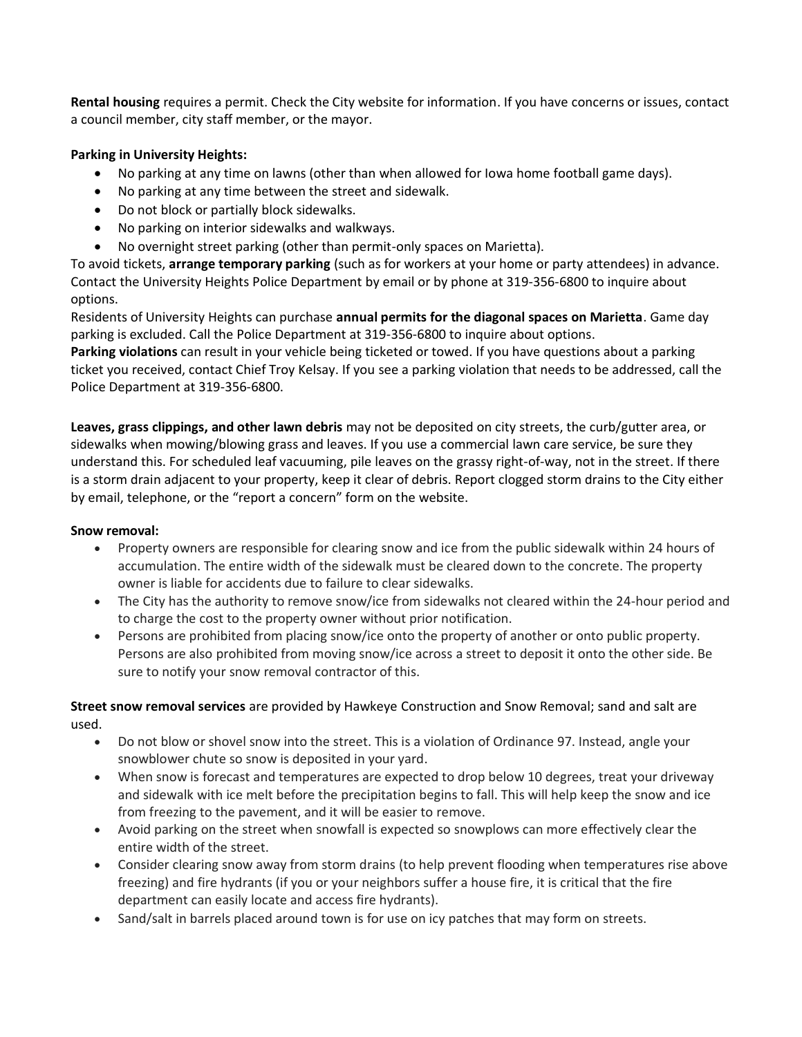**Rental housing** requires a permit. Check the City website for information. If you have concerns or issues, contact a council member, city staff member, or the mayor.

**Parking in University Heights:**

- No parking at any time on lawns (other than when allowed for Iowa home football game days).
- No parking at any time between the street and sidewalk.
- Do not block or partially block sidewalks.
- No parking on interior sidewalks and walkways.
- No overnight street parking (other than permit-only spaces on Marietta).

To avoid tickets, **arrange temporary parking** (such as for workers at your home or party attendees) in advance. Contact the University Heights Police Department by email or by phone at 319-356-6800 to inquire about options.

Residents of University Heights can purchase **annual permits for the diagonal spaces on Marietta**. Game day parking is excluded. Call the Police Department at 319-356-6800 to inquire about options.

**Parking violations** can result in your vehicle being ticketed or towed. If you have questions about a parking ticket you received, contact Chief Troy Kelsay. If you see a parking violation that needs to be addressed, call the Police Department at 319-356-6800.

**Leaves, grass clippings, and other lawn debris** may not be deposited on city streets, the curb/gutter area, or sidewalks when mowing/blowing grass and leaves. If you use a commercial lawn care service, be sure they understand this. For scheduled leaf vacuuming, pile leaves on the grassy right-of-way, not in the street. If there is a storm drain adjacent to your property, keep it clear of debris. Report clogged storm drains to the City either by email, telephone, or the "report a concern" form on the website.

**Snow removal:**

- Property owners are responsible for clearing snow and ice from the public sidewalk within 24 hours of accumulation. The entire width of the sidewalk must be cleared down to the concrete. The property owner is liable for accidents due to failure to clear sidewalks.
- The City has the authority to remove snow/ice from sidewalks not cleared within the 24-hour period and to charge the cost to the property owner without prior notification.
- Persons are prohibited from placing snow/ice onto the property of another or onto public property. Persons are also prohibited from moving snow/ice across a street to deposit it onto the other side. Be sure to notify your snow removal contractor of this.

**Street snow removal services** are provided by Hawkeye Construction and Snow Removal; sand and salt are used.

- Do not blow or shovel snow into the street. This is a violation of Ordinance 97. Instead, angle your snowblower chute so snow is deposited in your yard.
- When snow is forecast and temperatures are expected to drop below 10 degrees, treat your driveway and sidewalk with ice melt before the precipitation begins to fall. This will help keep the snow and ice from freezing to the pavement, and it will be easier to remove.
- Avoid parking on the street when snowfall is expected so snowplows can more effectively clear the entire width of the street.
- Consider clearing snow away from storm drains (to help prevent flooding when temperatures rise above freezing) and fire hydrants (if you or your neighbors suffer a house fire, it is critical that the fire department can easily locate and access fire hydrants).
- Sand/salt in barrels placed around town is for use on icy patches that may form on streets.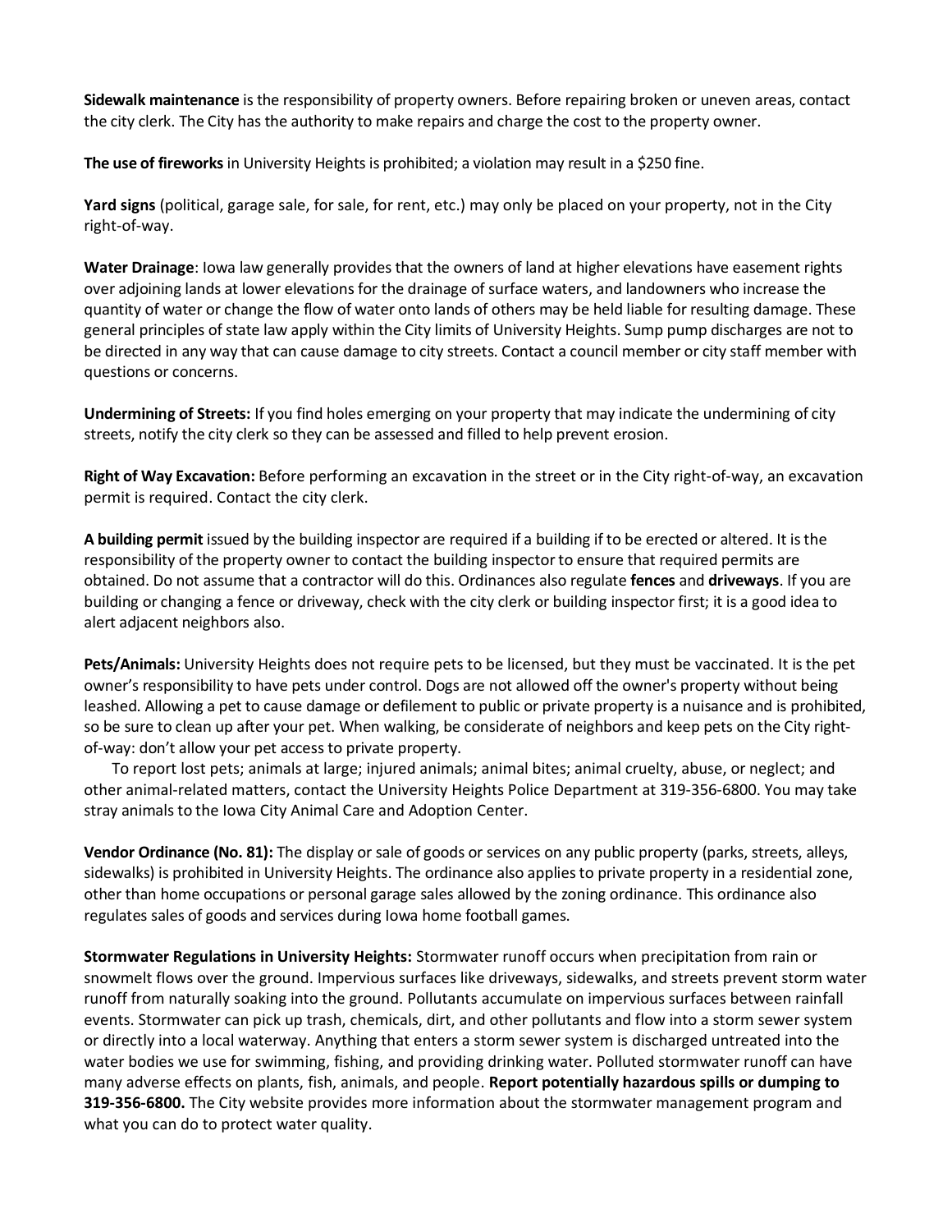**Sidewalk maintenance** is the responsibility of property owners. Before repairing broken or uneven areas, contact the city clerk. The City has the authority to make repairs and charge the cost to the property owner.

**The use of fireworks** in University Heights is prohibited; a violation may result in a $250 fine.

**Yard signs** (political, garage sale, for sale, for rent, etc.) may only be placed on your property, not in the City right-of-way.

**Water Drainage**: Iowa law generally provides that the owners of land at higher elevations have easement rights over adjoining lands at lower elevations for the drainage of surface waters, and landowners who increase the quantity of water or change the flow of water onto lands of others may be held liable for resulting damage. These general principles of state law apply within the City limits of University Heights. Sump pump discharges are not to be directed in any way that can cause damage to city streets. Contact a council member or city staff member with questions or concerns.

**Undermining of Streets:** If you find holes emerging on your property that may indicate the undermining of city streets, notify the city clerk so they can be assessed and filled to help prevent erosion.

**Right of Way Excavation:** Before performing an excavation in the street or in the City right-of-way, an excavation permit is required. Contact the city clerk.

**A building permit** issued by the building inspector are required if a building if to be erected or altered. It is the responsibility of the property owner to contact the building inspector to ensure that required permits are obtained. Do not assume that a contractor will do this. Ordinances also regulate **fences** and **driveways**. If you are building or changing a fence or driveway, check with the city clerk or building inspector first; it is a good idea to alert adjacent neighbors also.

**Pets/Animals:** University Heights does not require pets to be licensed, but they must be vaccinated. It is the pet owner's responsibility to have pets under control. Dogs are not allowed off the owner's property without being leashed. Allowing a pet to cause damage or defilement to public or private property is a nuisance and is prohibited, so be sure to clean up after your pet. When walking, be considerate of neighbors and keep pets on the City right-of-way: don't allow your pet access to private property.

To report lost pets; animals at large; injured animals; animal bites; animal cruelty, abuse, or neglect; and other animal-related matters, contact the University Heights Police Department at 319-356-6800. You may take stray animals to the Iowa City Animal Care and Adoption Center.

**Vendor Ordinance (No. 81):** The display or sale of goods or services on any public property (parks, streets, alleys, sidewalks) is prohibited in University Heights. The ordinance also applies to private property in a residential zone, other than home occupations or personal garage sales allowed by the zoning ordinance. This ordinance also regulates sales of goods and services during Iowa home football games.

**Stormwater Regulations in University Heights:** Stormwater runoff occurs when precipitation from rain or snowmelt flows over the ground. Impervious surfaces like driveways, sidewalks, and streets prevent storm water runoff from naturally soaking into the ground. Pollutants accumulate on impervious surfaces between rainfall events. Stormwater can pick up trash, chemicals, dirt, and other pollutants and flow into a storm sewer system or directly into a local waterway. Anything that enters a storm sewer system is discharged untreated into the water bodies we use for swimming, fishing, and providing drinking water. Polluted stormwater runoff can have many adverse effects on plants, fish, animals, and people. **Report potentially hazardous spills or dumping to 319-356-6800.** The City website provides more information about the stormwater management program and what you can do to protect water quality.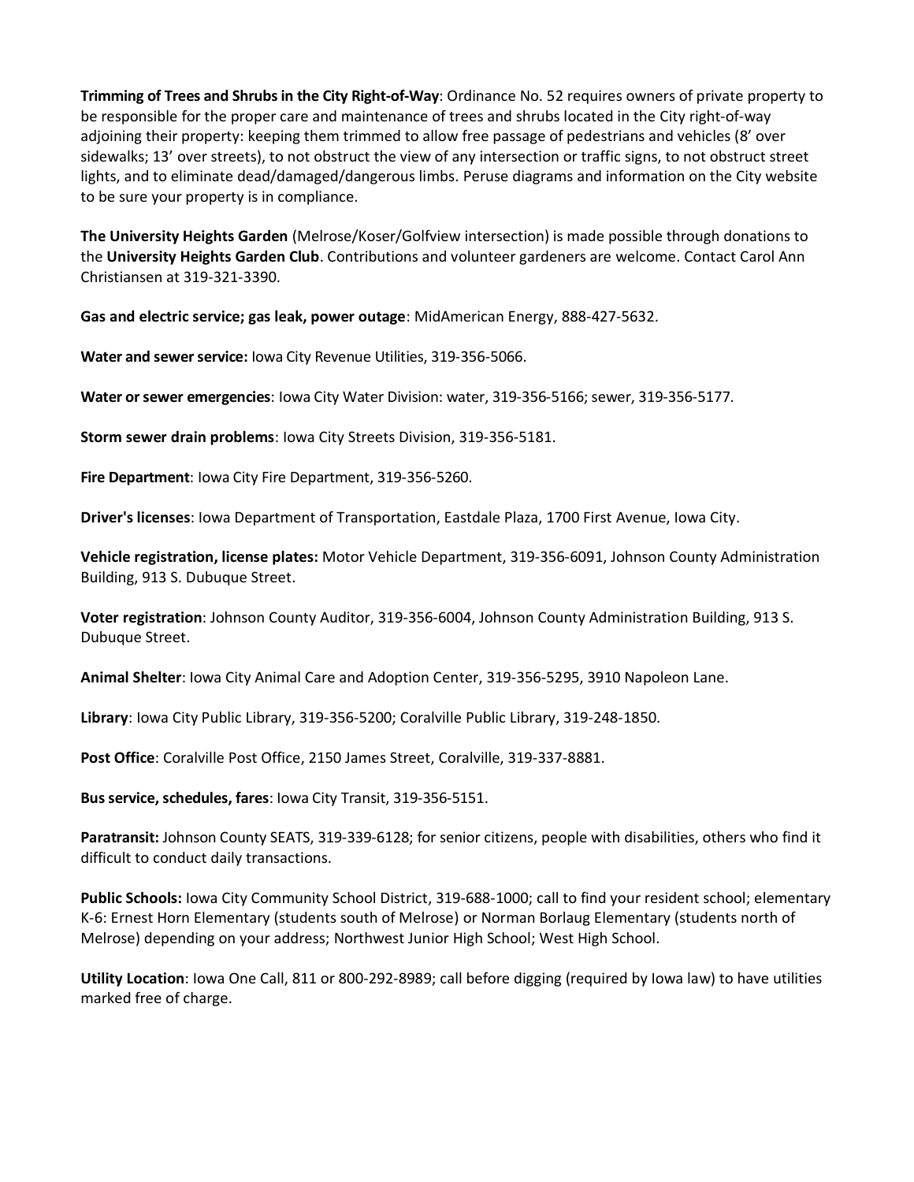**Trimming of Trees and Shrubs in the City Right-of-Way**: Ordinance No. 52 requires owners of private property to be responsible for the proper care and maintenance of trees and shrubs located in the City right-of-way adjoining their property: keeping them trimmed to allow free passage of pedestrians and vehicles (8' over sidewalks; 13' over streets), to not obstruct the view of any intersection or traffic signs, to not obstruct street lights, and to eliminate dead/damaged/dangerous limbs. Peruse diagrams and information on the City website to be sure your property is in compliance.

**The University Heights Garden** (Melrose/Koser/Golfview intersection) is made possible through donations to the **University Heights Garden Club**. Contributions and volunteer gardeners are welcome. Contact Carol Ann Christiansen at 319-321-3390.

**Gas and electric service; gas leak, power outage**: MidAmerican Energy, 888-427-5632.

**Water and sewer service:** Iowa City Revenue Utilities, 319-356-5066.

**Water or sewer emergencies**: Iowa City Water Division: water, 319-356-5166; sewer, 319-356-5177.

**Storm sewer drain problems**: Iowa City Streets Division, 319-356-5181.

**Fire Department**: Iowa City Fire Department, 319-356-5260.

**Driver's licenses**: Iowa Department of Transportation, Eastdale Plaza, 1700 First Avenue, Iowa City.

**Vehicle registration, license plates:** Motor Vehicle Department, 319-356-6091, Johnson County Administration Building, 913 S. Dubuque Street.

**Voter registration**: Johnson County Auditor, 319-356-6004, Johnson County Administration Building, 913 S. Dubuque Street.

**Animal Shelter**: Iowa City Animal Care and Adoption Center, 319-356-5295, 3910 Napoleon Lane.

**Library**: Iowa City Public Library, 319-356-5200; Coralville Public Library, 319-248-1850.

**Post Office**: Coralville Post Office, 2150 James Street, Coralville, 319-337-8881.

**Bus service, schedules, fares**: Iowa City Transit, 319-356-5151.

**Paratransit:** Johnson County SEATS, 319-339-6128; for senior citizens, people with disabilities, others who find it difficult to conduct daily transactions.

**Public Schools:** Iowa City Community School District, 319-688-1000; call to find your resident school; elementary K-6: Ernest Horn Elementary (students south of Melrose) or Norman Borlaug Elementary (students north of Melrose) depending on your address; Northwest Junior High School; West High School.

**Utility Location**: Iowa One Call, 811 or 800-292-8989; call before digging (required by Iowa law) to have utilities marked free of charge.